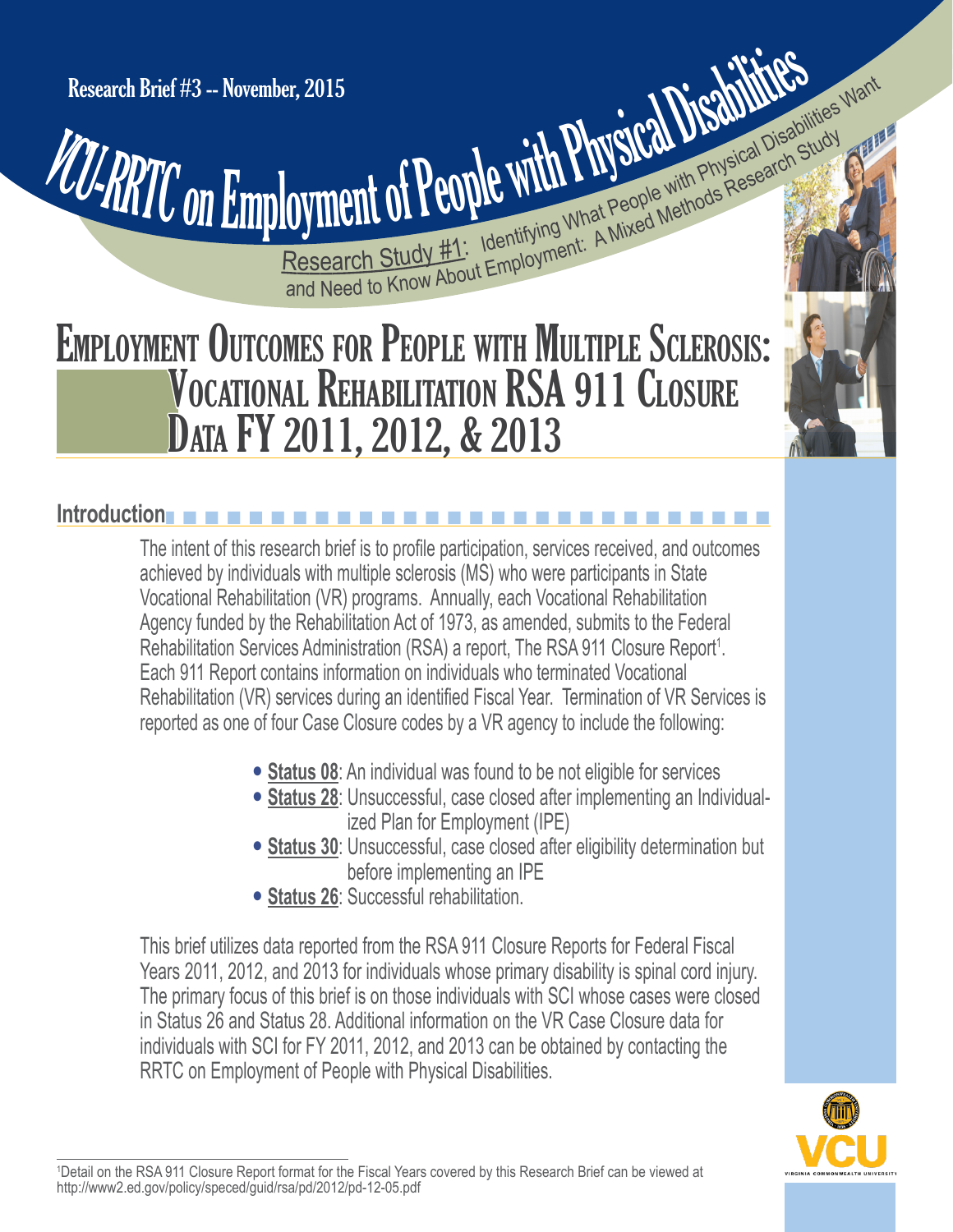Research Brief #3 -- November, 2015

# VCU-RRTC on Employment of People with Physical Disabilities

Research Study #1: Identifying What People with Physical Disabilities Want and Need to Know About Employment: A Mixed Methods Research Study

# Employment Outcomes for People with Multiple Sclerosis: Vocational Rehabilitation RSA 911 Closure Data FY 2011, 2012, & 2013

## Introduction

The intent of this research brief is to profile participation, services received, and outcomes achieved by individuals with multiple sclerosis (MS) who were participants in State Vocational Rehabilitation (VR) programs. Annually, each Vocational Rehabilitation Agency funded by the Rehabilitation Act of 1973, as amended, submits to the Federal Rehabilitation Services Administration (RSA) a report, The RSA 911 Closure Report[1]. Each 911 Report contains information on individuals who terminated Vocational Rehabilitation (VR) services during an identified Fiscal Year. Termination of VR Services is reported as one of four Case Closure codes by a VR agency to include the following:

- **Status 08**: An individual was found to be not eligible for services
- **Status 28**: Unsuccessful, case closed after implementing an Individualized Plan for Employment (IPE)
- **Status 30**: Unsuccessful, case closed after eligibility determination but before implementing an IPE
- **Status 26**: Successful rehabilitation.

This brief utilizes data reported from the RSA 911 Closure Reports for Federal Fiscal Years 2011, 2012, and 2013 for individuals whose primary disability is spinal cord injury. The primary focus of this brief is on those individuals with SCI whose cases were closed in Status 26 and Status 28. Additional information on the VR Case Closure data for individuals with SCI for FY 2011, 2012, and 2013 can be obtained by contacting the RRTC on Employment of People with Physical Disabilities.

[1]Detail on the RSA 911 Closure Report format for the Fiscal Years covered by this Research Brief can be viewed at http://www2.ed.gov/policy/speced/guid/rsa/pd/2012/pd-12-05.pdf

VCU
VIRGINIA COMMONWEALTH UNIVERSITY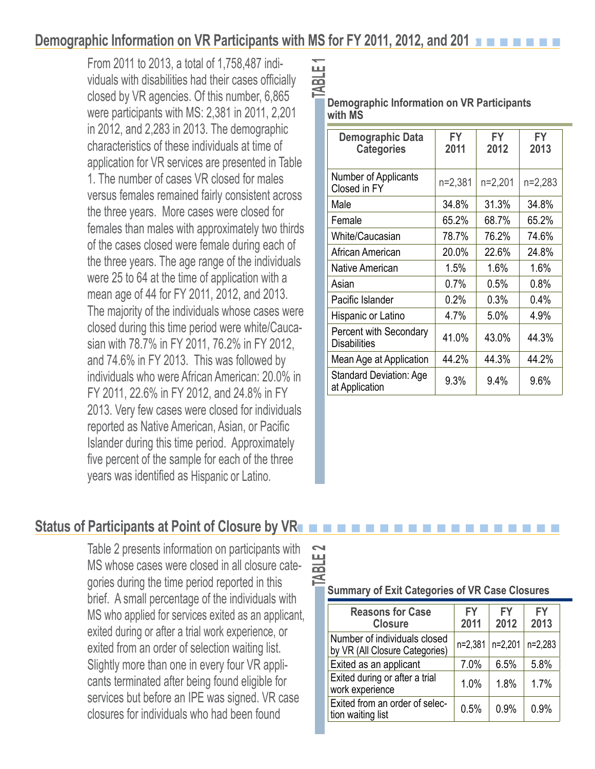## Demographic Information on VR Participants with MS for FY 2011, 2012, and 201

From 2011 to 2013, a total of 1,758,487 individuals with disabilities had their cases officially closed by VR agencies. Of this number, 6,865 were participants with MS: 2,381 in 2011, 2,201 in 2012, and 2,283 in 2013. The demographic characteristics of these individuals at time of application for VR services are presented in Table 1. The number of cases VR closed for males versus females remained fairly consistent across the three years. More cases were closed for females than males with approximately two thirds of the cases closed were female during each of the three years. The age range of the individuals were 25 to 64 at the time of application with a mean age of 44 for FY 2011, 2012, and 2013. The majority of the individuals whose cases were closed during this time period were white/Caucasian with 78.7% in FY 2011, 76.2% in FY 2012, and 74.6% in FY 2013. This was followed by individuals who were African American: 20.0% in FY 2011, 22.6% in FY 2012, and 24.8% in FY 2013. Very few cases were closed for individuals reported as Native American, Asian, or Pacific Islander during this time period. Approximately five percent of the sample for each of the three years was identified as Hispanic or Latino.

**TABLE 1**

**Demographic Information on VR Participants with MS**

| Demographic Data Categories | FY 2011 | FY 2012 | FY 2013 |
|---|---|---|---|
| Number of Applicants Closed in FY | n=2,381 | n=2,201 | n=2,283 |
| Male | 34.8% | 31.3% | 34.8% |
| Female | 65.2% | 68.7% | 65.2% |
| White/Caucasian | 78.7% | 76.2% | 74.6% |
| African American | 20.0% | 22.6% | 24.8% |
| Native American | 1.5% | 1.6% | 1.6% |
| Asian | 0.7% | 0.5% | 0.8% |
| Pacific Islander | 0.2% | 0.3% | 0.4% |
| Hispanic or Latino | 4.7% | 5.0% | 4.9% |
| Percent with Secondary Disabilities | 41.0% | 43.0% | 44.3% |
| Mean Age at Application | 44.2% | 44.3% | 44.2% |
| Standard Deviation: Age at Application | 9.3% | 9.4% | 9.6% |

## Status of Participants at Point of Closure by VR

Table 2 presents information on participants with MS whose cases were closed in all closure categories during the time period reported in this brief. A small percentage of the individuals with MS who applied for services exited as an applicant, exited during or after a trial work experience, or exited from an order of selection waiting list. Slightly more than one in every four VR applicants terminated after being found eligible for services but before an IPE was signed. VR case closures for individuals who had been found

**TABLE 2**

**Summary of Exit Categories of VR Case Closures**

| Reasons for Case Closure | FY 2011 | FY 2012 | FY 2013 |
|---|---|---|---|
| Number of individuals closed by VR (All Closure Categories) | n=2,381 | n=2,201 | n=2,283 |
| Exited as an applicant | 7.0% | 6.5% | 5.8% |
| Exited during or after a trial work experience | 1.0% | 1.8% | 1.7% |
| Exited from an order of selection waiting list | 0.5% | 0.9% | 0.9% |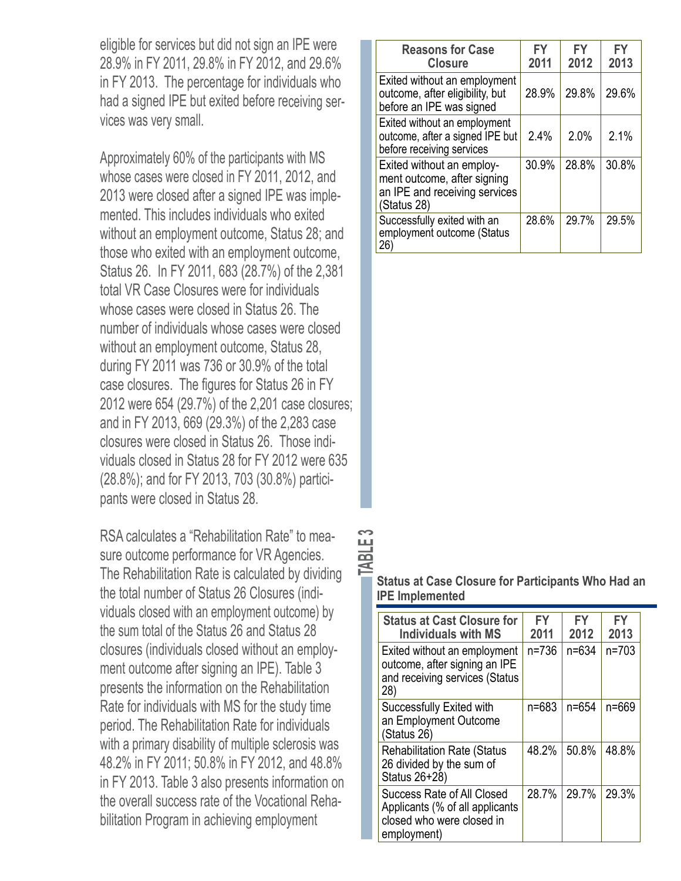eligible for services but did not sign an IPE were 28.9% in FY 2011, 29.8% in FY 2012, and 29.6% in FY 2013. The percentage for individuals who had a signed IPE but exited before receiving services was very small.

| Reasons for Case Closure | FY 2011 | FY 2012 | FY 2013 |
|---|---|---|---|
| Exited without an employment outcome, after eligibility, but before an IPE was signed | 28.9% | 29.8% | 29.6% |
| Exited without an employment outcome, after a signed IPE but before receiving services | 2.4% | 2.0% | 2.1% |
| Exited without an employment outcome, after signing an IPE and receiving services (Status 28) | 30.9% | 28.8% | 30.8% |
| Successfully exited with an employment outcome (Status 26) | 28.6% | 29.7% | 29.5% |

Approximately 60% of the participants with MS whose cases were closed in FY 2011, 2012, and 2013 were closed after a signed IPE was implemented. This includes individuals who exited without an employment outcome, Status 28; and those who exited with an employment outcome, Status 26. In FY 2011, 683 (28.7%) of the 2,381 total VR Case Closures were for individuals whose cases were closed in Status 26. The number of individuals whose cases were closed without an employment outcome, Status 28, during FY 2011 was 736 or 30.9% of the total case closures. The figures for Status 26 in FY 2012 were 654 (29.7%) of the 2,201 case closures; and in FY 2013, 669 (29.3%) of the 2,283 case closures were closed in Status 26. Those individuals closed in Status 28 for FY 2012 were 635 (28.8%); and for FY 2013, 703 (30.8%) participants were closed in Status 28.

RSA calculates a "Rehabilitation Rate" to measure outcome performance for VR Agencies. The Rehabilitation Rate is calculated by dividing the total number of Status 26 Closures (individuals closed with an employment outcome) by the sum total of the Status 26 and Status 28 closures (individuals closed without an employment outcome after signing an IPE). Table 3 presents the information on the Rehabilitation Rate for individuals with MS for the study time period. The Rehabilitation Rate for individuals with a primary disability of multiple sclerosis was 48.2% in FY 2011; 50.8% in FY 2012, and 48.8% in FY 2013. Table 3 also presents information on the overall success rate of the Vocational Rehabilitation Program in achieving employment

**TABLE 3**

**Status at Case Closure for Participants Who Had an IPE Implemented**

| Status at Cast Closure for Individuals with MS | FY 2011 | FY 2012 | FY 2013 |
|---|---|---|---|
| Exited without an employment outcome, after signing an IPE and receiving services (Status 28) | n=736 | n=634 | n=703 |
| Successfully Exited with an Employment Outcome (Status 26) | n=683 | n=654 | n=669 |
| Rehabilitation Rate (Status 26 divided by the sum of Status 26+28) | 48.2% | 50.8% | 48.8% |
| Success Rate of All Closed Applicants (% of all applicants closed who were closed in employment) | 28.7% | 29.7% | 29.3% |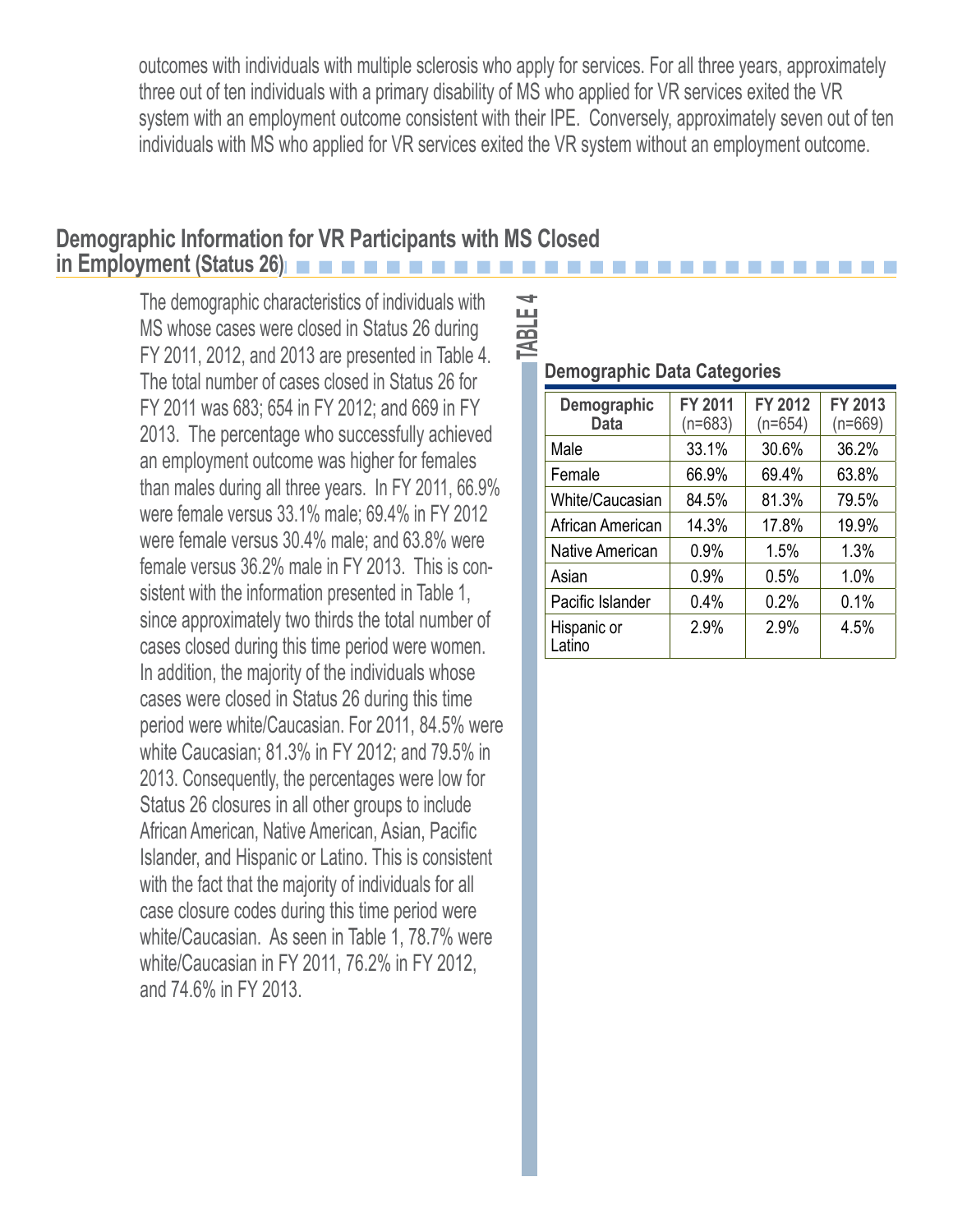outcomes with individuals with multiple sclerosis who apply for services. For all three years, approximately three out of ten individuals with a primary disability of MS who applied for VR services exited the VR system with an employment outcome consistent with their IPE. Conversely, approximately seven out of ten individuals with MS who applied for VR services exited the VR system without an employment outcome.

## Demographic Information for VR Participants with MS Closed in Employment (Status 26)

The demographic characteristics of individuals with MS whose cases were closed in Status 26 during FY 2011, 2012, and 2013 are presented in Table 4. The total number of cases closed in Status 26 for FY 2011 was 683; 654 in FY 2012; and 669 in FY 2013. The percentage who successfully achieved an employment outcome was higher for females than males during all three years. In FY 2011, 66.9% were female versus 33.1% male; 69.4% in FY 2012 were female versus 30.4% male; and 63.8% were female versus 36.2% male in FY 2013. This is consistent with the information presented in Table 1, since approximately two thirds the total number of cases closed during this time period were women. In addition, the majority of the individuals whose cases were closed in Status 26 during this time period were white/Caucasian. For 2011, 84.5% were white Caucasian; 81.3% in FY 2012; and 79.5% in 2013. Consequently, the percentages were low for Status 26 closures in all other groups to include African American, Native American, Asian, Pacific Islander, and Hispanic or Latino. This is consistent with the fact that the majority of individuals for all case closure codes during this time period were white/Caucasian. As seen in Table 1, 78.7% were white/Caucasian in FY 2011, 76.2% in FY 2012, and 74.6% in FY 2013.

**TABLE 4**

**Demographic Data Categories**

| Demographic Data | FY 2011 (n=683) | FY 2012 (n=654) | FY 2013 (n=669) |
|---|---|---|---|
| Male | 33.1% | 30.6% | 36.2% |
| Female | 66.9% | 69.4% | 63.8% |
| White/Caucasian | 84.5% | 81.3% | 79.5% |
| African American | 14.3% | 17.8% | 19.9% |
| Native American | 0.9% | 1.5% | 1.3% |
| Asian | 0.9% | 0.5% | 1.0% |
| Pacific Islander | 0.4% | 0.2% | 0.1% |
| Hispanic or Latino | 2.9% | 2.9% | 4.5% |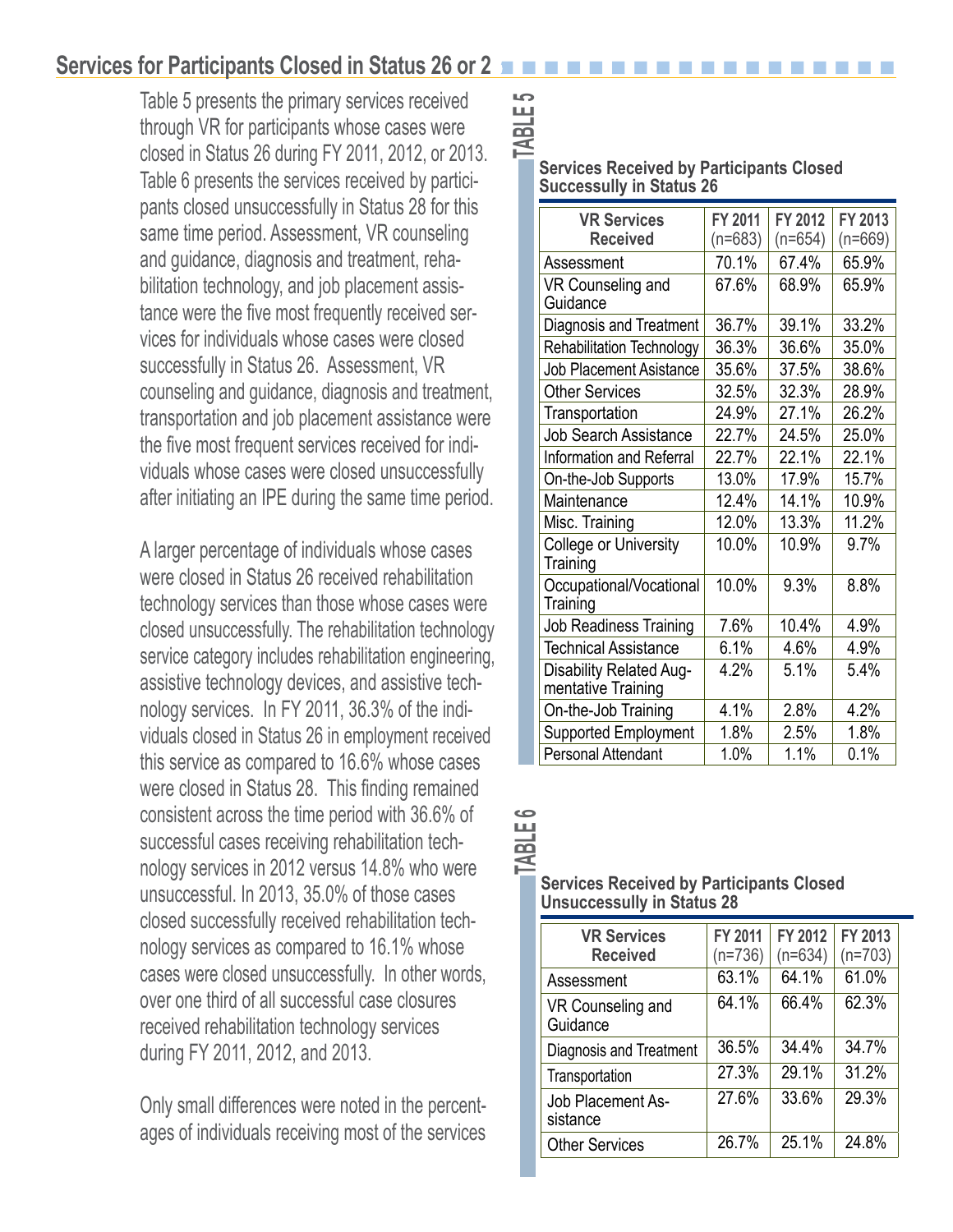## Services for Participants Closed in Status 26 or 28

Table 5 presents the primary services received through VR for participants whose cases were closed in Status 26 during FY 2011, 2012, or 2013. Table 6 presents the services received by participants closed unsuccessfully in Status 28 for this same time period. Assessment, VR counseling and guidance, diagnosis and treatment, rehabilitation technology, and job placement assistance were the five most frequently received services for individuals whose cases were closed successfully in Status 26. Assessment, VR counseling and guidance, diagnosis and treatment, transportation and job placement assistance were the five most frequent services received for individuals whose cases were closed unsuccessfully after initiating an IPE during the same time period.

A larger percentage of individuals whose cases were closed in Status 26 received rehabilitation technology services than those whose cases were closed unsuccessfully. The rehabilitation technology service category includes rehabilitation engineering, assistive technology devices, and assistive technology services. In FY 2011, 36.3% of the individuals closed in Status 26 in employment received this service as compared to 16.6% whose cases were closed in Status 28. This finding remained consistent across the time period with 36.6% of successful cases receiving rehabilitation technology services in 2012 versus 14.8% who were unsuccessful. In 2013, 35.0% of those cases closed successfully received rehabilitation technology services as compared to 16.1% whose cases were closed unsuccessfully. In other words, over one third of all successful case closures received rehabilitation technology services during FY 2011, 2012, and 2013.

Only small differences were noted in the percentages of individuals receiving most of the services

### TABLE 5

**Services Received by Participants Closed Successfully in Status 26**

| VR Services Received | FY 2011 (n=683) | FY 2012 (n=654) | FY 2013 (n=669) |
|---|---|---|---|
| Assessment | 70.1% | 67.4% | 65.9% |
| VR Counseling and Guidance | 67.6% | 68.9% | 65.9% |
| Diagnosis and Treatment | 36.7% | 39.1% | 33.2% |
| Rehabilitation Technology | 36.3% | 36.6% | 35.0% |
| Job Placement Asistance | 35.6% | 37.5% | 38.6% |
| Other Services | 32.5% | 32.3% | 28.9% |
| Transportation | 24.9% | 27.1% | 26.2% |
| Job Search Assistance | 22.7% | 24.5% | 25.0% |
| Information and Referral | 22.7% | 22.1% | 22.1% |
| On-the-Job Supports | 13.0% | 17.9% | 15.7% |
| Maintenance | 12.4% | 14.1% | 10.9% |
| Misc. Training | 12.0% | 13.3% | 11.2% |
| College or University Training | 10.0% | 10.9% | 9.7% |
| Occupational/Vocational Training | 10.0% | 9.3% | 8.8% |
| Job Readiness Training | 7.6% | 10.4% | 4.9% |
| Technical Assistance | 6.1% | 4.6% | 4.9% |
| Disability Related Augmentative Training | 4.2% | 5.1% | 5.4% |
| On-the-Job Training | 4.1% | 2.8% | 4.2% |
| Supported Employment | 1.8% | 2.5% | 1.8% |
| Personal Attendant | 1.0% | 1.1% | 0.1% |

### TABLE 6

**Services Received by Participants Closed Unsuccessfully in Status 28**

| VR Services Received | FY 2011 (n=736) | FY 2012 (n=634) | FY 2013 (n=703) |
|---|---|---|---|
| Assessment | 63.1% | 64.1% | 61.0% |
| VR Counseling and Guidance | 64.1% | 66.4% | 62.3% |
| Diagnosis and Treatment | 36.5% | 34.4% | 34.7% |
| Transportation | 27.3% | 29.1% | 31.2% |
| Job Placement Assistance | 27.6% | 33.6% | 29.3% |
| Other Services | 26.7% | 25.1% | 24.8% |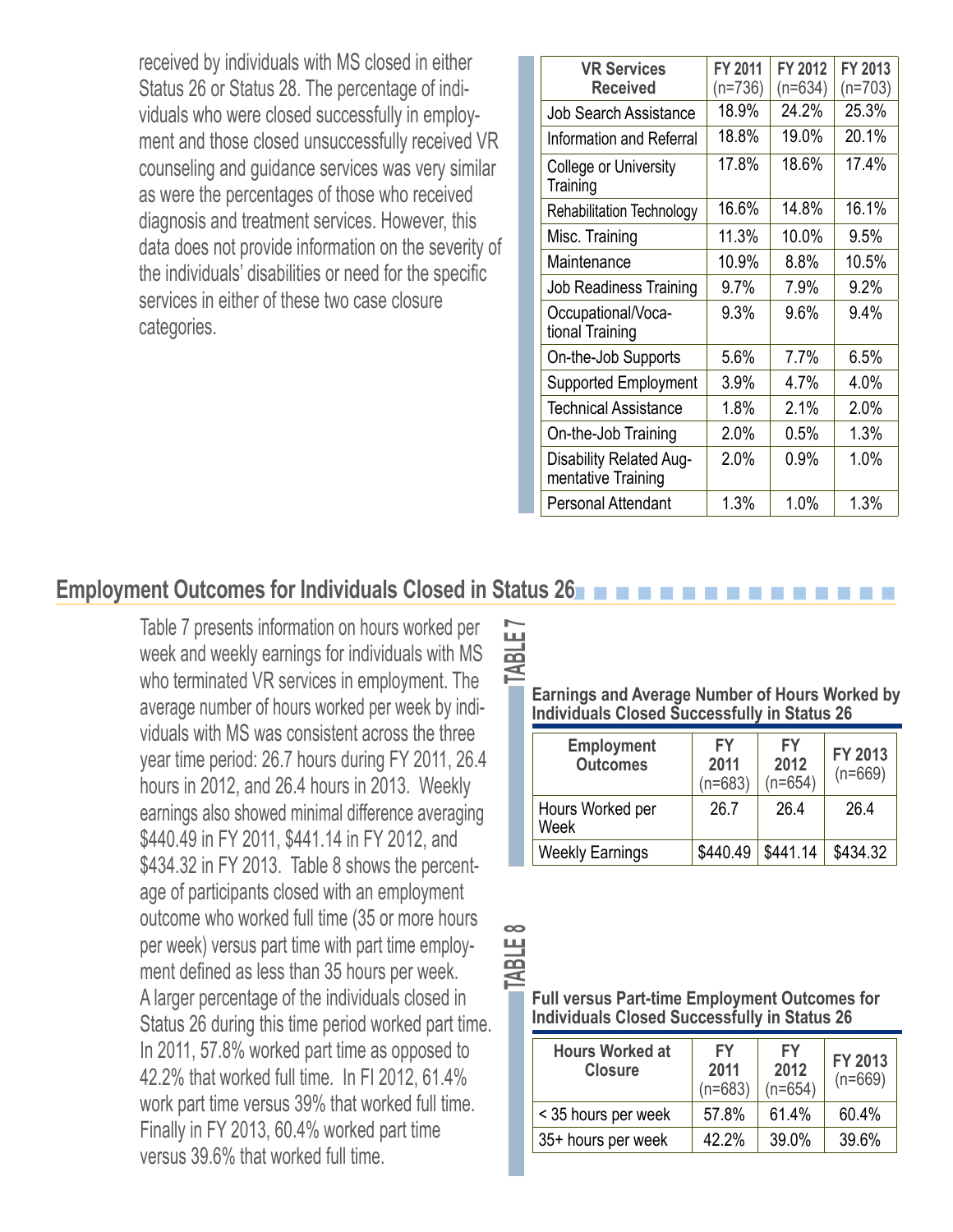received by individuals with MS closed in either Status 26 or Status 28. The percentage of individuals who were closed successfully in employment and those closed unsuccessfully received VR counseling and guidance services was very similar as were the percentages of those who received diagnosis and treatment services. However, this data does not provide information on the severity of the individuals' disabilities or need for the specific services in either of these two case closure categories.

| VR Services Received | FY 2011 (n=736) | FY 2012 (n=634) | FY 2013 (n=703) |
|---|---|---|---|
| Job Search Assistance | 18.9% | 24.2% | 25.3% |
| Information and Referral | 18.8% | 19.0% | 20.1% |
| College or University Training | 17.8% | 18.6% | 17.4% |
| Rehabilitation Technology | 16.6% | 14.8% | 16.1% |
| Misc. Training | 11.3% | 10.0% | 9.5% |
| Maintenance | 10.9% | 8.8% | 10.5% |
| Job Readiness Training | 9.7% | 7.9% | 9.2% |
| Occupational/Vocational Training | 9.3% | 9.6% | 9.4% |
| On-the-Job Supports | 5.6% | 7.7% | 6.5% |
| Supported Employment | 3.9% | 4.7% | 4.0% |
| Technical Assistance | 1.8% | 2.1% | 2.0% |
| On-the-Job Training | 2.0% | 0.5% | 1.3% |
| Disability Related Augmentative Training | 2.0% | 0.9% | 1.0% |
| Personal Attendant | 1.3% | 1.0% | 1.3% |

## Employment Outcomes for Individuals Closed in Status 26

Table 7 presents information on hours worked per week and weekly earnings for individuals with MS who terminated VR services in employment. The average number of hours worked per week by individuals with MS was consistent across the three year time period: 26.7 hours during FY 2011, 26.4 hours in 2012, and 26.4 hours in 2013. Weekly earnings also showed minimal difference averaging $440.49 in FY 2011, $441.14 in FY 2012, and $434.32 in FY 2013. Table 8 shows the percentage of participants closed with an employment outcome who worked full time (35 or more hours per week) versus part time with part time employment defined as less than 35 hours per week. A larger percentage of the individuals closed in Status 26 during this time period worked part time. In 2011, 57.8% worked part time as opposed to 42.2% that worked full time. In FI 2012, 61.4% work part time versus 39% that worked full time. Finally in FY 2013, 60.4% worked part time versus 39.6% that worked full time.

**TABLE 7**

**Earnings and Average Number of Hours Worked by Individuals Closed Successfully in Status 26**

| Employment Outcomes | FY 2011 (n=683) | FY 2012 (n=654) | FY 2013 (n=669) |
|---|---|---|---|
| Hours Worked per Week | 26.7 | 26.4 | 26.4 |
| Weekly Earnings | $440.49 | $441.14 | $434.32 |

**TABLE 8**

**Full versus Part-time Employment Outcomes for Individuals Closed Successfully in Status 26**

| Hours Worked at Closure | FY 2011 (n=683) | FY 2012 (n=654) | FY 2013 (n=669) |
|---|---|---|---|
| < 35 hours per week | 57.8% | 61.4% | 60.4% |
| 35+ hours per week | 42.2% | 39.0% | 39.6% |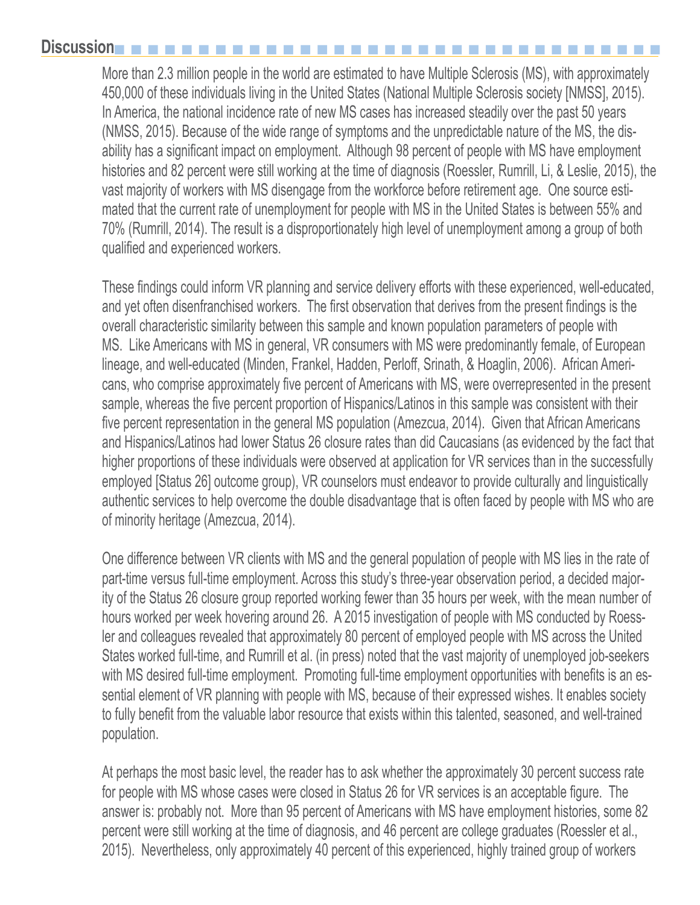## Discussion

More than 2.3 million people in the world are estimated to have Multiple Sclerosis (MS), with approximately 450,000 of these individuals living in the United States (National Multiple Sclerosis society [NMSS], 2015). In America, the national incidence rate of new MS cases has increased steadily over the past 50 years (NMSS, 2015). Because of the wide range of symptoms and the unpredictable nature of the MS, the disability has a significant impact on employment. Although 98 percent of people with MS have employment histories and 82 percent were still working at the time of diagnosis (Roessler, Rumrill, Li, & Leslie, 2015), the vast majority of workers with MS disengage from the workforce before retirement age. One source estimated that the current rate of unemployment for people with MS in the United States is between 55% and 70% (Rumrill, 2014). The result is a disproportionately high level of unemployment among a group of both qualified and experienced workers.

These findings could inform VR planning and service delivery efforts with these experienced, well-educated, and yet often disenfranchised workers. The first observation that derives from the present findings is the overall characteristic similarity between this sample and known population parameters of people with MS. Like Americans with MS in general, VR consumers with MS were predominantly female, of European lineage, and well-educated (Minden, Frankel, Hadden, Perloff, Srinath, & Hoaglin, 2006). African Americans, who comprise approximately five percent of Americans with MS, were overrepresented in the present sample, whereas the five percent proportion of Hispanics/Latinos in this sample was consistent with their five percent representation in the general MS population (Amezcua, 2014). Given that African Americans and Hispanics/Latinos had lower Status 26 closure rates than did Caucasians (as evidenced by the fact that higher proportions of these individuals were observed at application for VR services than in the successfully employed [Status 26] outcome group), VR counselors must endeavor to provide culturally and linguistically authentic services to help overcome the double disadvantage that is often faced by people with MS who are of minority heritage (Amezcua, 2014).

One difference between VR clients with MS and the general population of people with MS lies in the rate of part-time versus full-time employment. Across this study's three-year observation period, a decided majority of the Status 26 closure group reported working fewer than 35 hours per week, with the mean number of hours worked per week hovering around 26. A 2015 investigation of people with MS conducted by Roessler and colleagues revealed that approximately 80 percent of employed people with MS across the United States worked full-time, and Rumrill et al. (in press) noted that the vast majority of unemployed job-seekers with MS desired full-time employment. Promoting full-time employment opportunities with benefits is an essential element of VR planning with people with MS, because of their expressed wishes. It enables society to fully benefit from the valuable labor resource that exists within this talented, seasoned, and well-trained population.

At perhaps the most basic level, the reader has to ask whether the approximately 30 percent success rate for people with MS whose cases were closed in Status 26 for VR services is an acceptable figure. The answer is: probably not. More than 95 percent of Americans with MS have employment histories, some 82 percent were still working at the time of diagnosis, and 46 percent are college graduates (Roessler et al., 2015). Nevertheless, only approximately 40 percent of this experienced, highly trained group of workers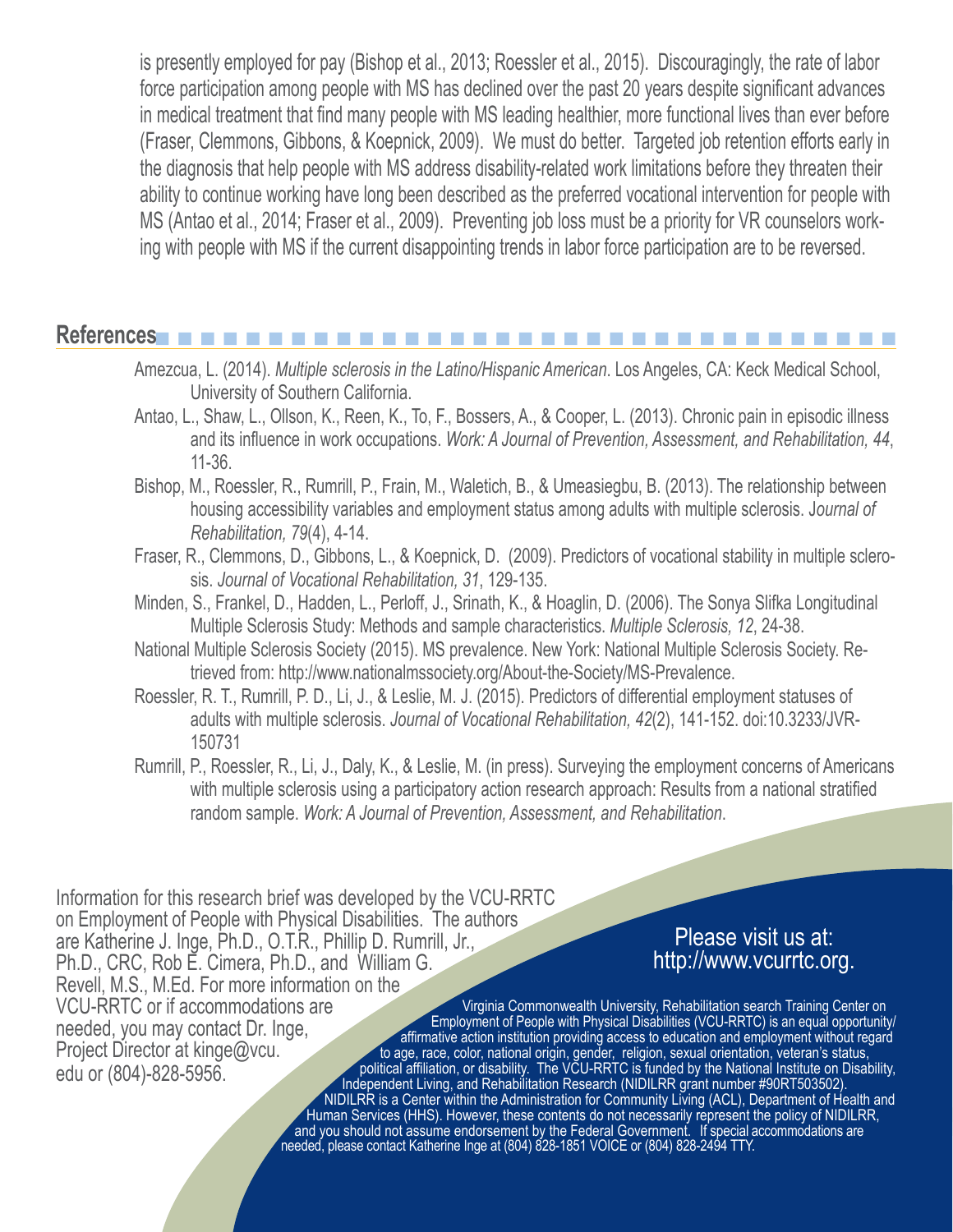is presently employed for pay (Bishop et al., 2013; Roessler et al., 2015). Discouragingly, the rate of labor force participation among people with MS has declined over the past 20 years despite significant advances in medical treatment that find many people with MS leading healthier, more functional lives than ever before (Fraser, Clemmons, Gibbons, & Koepnick, 2009). We must do better. Targeted job retention efforts early in the diagnosis that help people with MS address disability-related work limitations before they threaten their ability to continue working have long been described as the preferred vocational intervention for people with MS (Antao et al., 2014; Fraser et al., 2009). Preventing job loss must be a priority for VR counselors working with people with MS if the current disappointing trends in labor force participation are to be reversed.

## References

Amezcua, L. (2014). *Multiple sclerosis in the Latino/Hispanic American*. Los Angeles, CA: Keck Medical School, University of Southern California.

Antao, L., Shaw, L., Ollson, K., Reen, K., To, F., Bossers, A., & Cooper, L. (2013). Chronic pain in episodic illness and its influence in work occupations. *Work: A Journal of Prevention, Assessment, and Rehabilitation, 44*, 11-36.

Bishop, M., Roessler, R., Rumrill, P., Frain, M., Waletich, B., & Umeasiegbu, B. (2013). The relationship between housing accessibility variables and employment status among adults with multiple sclerosis. *Journal of Rehabilitation, 79*(4), 4-14.

Fraser, R., Clemmons, D., Gibbons, L., & Koepnick, D. (2009). Predictors of vocational stability in multiple sclerosis. *Journal of Vocational Rehabilitation, 31*, 129-135.

Minden, S., Frankel, D., Hadden, L., Perloff, J., Srinath, K., & Hoaglin, D. (2006). The Sonya Slifka Longitudinal Multiple Sclerosis Study: Methods and sample characteristics. *Multiple Sclerosis, 12*, 24-38.

National Multiple Sclerosis Society (2015). MS prevalence. New York: National Multiple Sclerosis Society. Retrieved from: http://www.nationalmssociety.org/About-the-Society/MS-Prevalence.

Roessler, R. T., Rumrill, P. D., Li, J., & Leslie, M. J. (2015). Predictors of differential employment statuses of adults with multiple sclerosis. *Journal of Vocational Rehabilitation, 42*(2), 141-152. doi:10.3233/JVR-150731

Rumrill, P., Roessler, R., Li, J., Daly, K., & Leslie, M. (in press). Surveying the employment concerns of Americans with multiple sclerosis using a participatory action research approach: Results from a national stratified random sample. *Work: A Journal of Prevention, Assessment, and Rehabilitation*.

Information for this research brief was developed by the VCU-RRTC on Employment of People with Physical Disabilities. The authors are Katherine J. Inge, Ph.D., O.T.R., Phillip D. Rumrill, Jr., Ph.D., CRC, Rob E. Cimera, Ph.D., and William G. Revell, M.S., M.Ed. For more information on the VCU-RRTC or if accommodations are needed, you may contact Dr. Inge, Project Director at kinge@vcu.edu or (804)-828-5956.

Please visit us at: http://www.vcurrtc.org.

Virginia Commonwealth University, Rehabilitation search Training Center on Employment of People with Physical Disabilities (VCU-RRTC) is an equal opportunity/affirmative action institution providing access to education and employment without regard to age, race, color, national origin, gender, religion, sexual orientation, veteran's status, political affiliation, or disability. The VCU-RRTC is funded by the National Institute on Disability, Independent Living, and Rehabilitation Research (NIDILRR grant number #90RT503502). NIDILRR is a Center within the Administration for Community Living (ACL), Department of Health and Human Services (HHS). However, these contents do not necessarily represent the policy of NIDILRR, and you should not assume endorsement by the Federal Government. If special accommodations are needed, please contact Katherine Inge at (804) 828-1851 VOICE or (804) 828-2494 TTY.